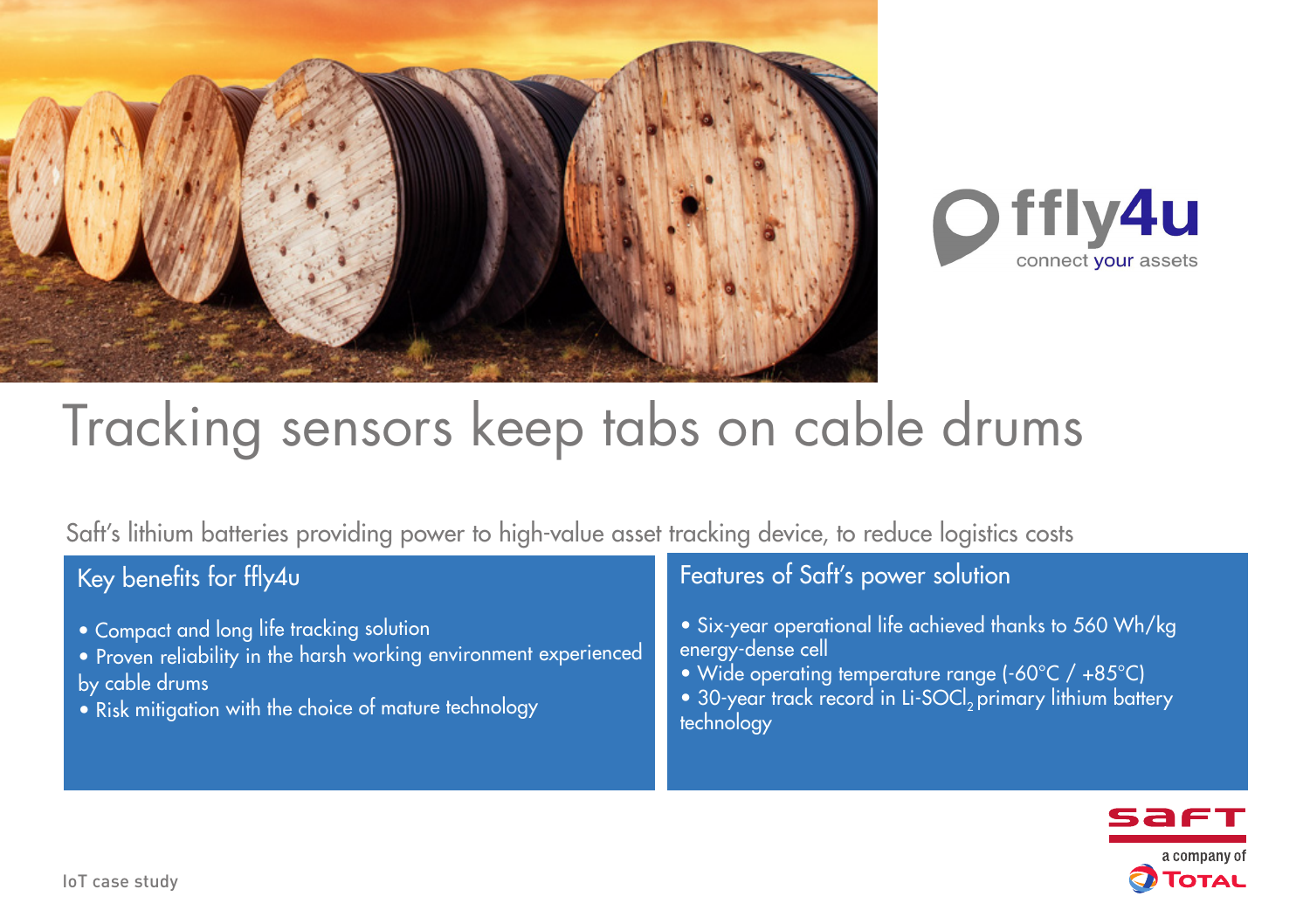fflyfor4u

connect your assets

# Tracking sensors keep tabs on cable drums

Saft's lithium batteries providing power to high-value asset tracking device, to reduce logistics costs

## Key benefits for ffly4u

- Compact and long life tracking solution
- Proven reliability in the harsh working environment experienced by cable drums
- Risk mitigation with the choice of mature technology

## Features of Saft's power solution

- Six-year operational life achieved thanks to 560 Wh/kg energy-dense cell
- Wide operating temperature range (-60°C / +85°C)
- 30-year track record in Li-$SOCl_2$ primary lithium battery technology

IoT case study

saft

a company of TOTAL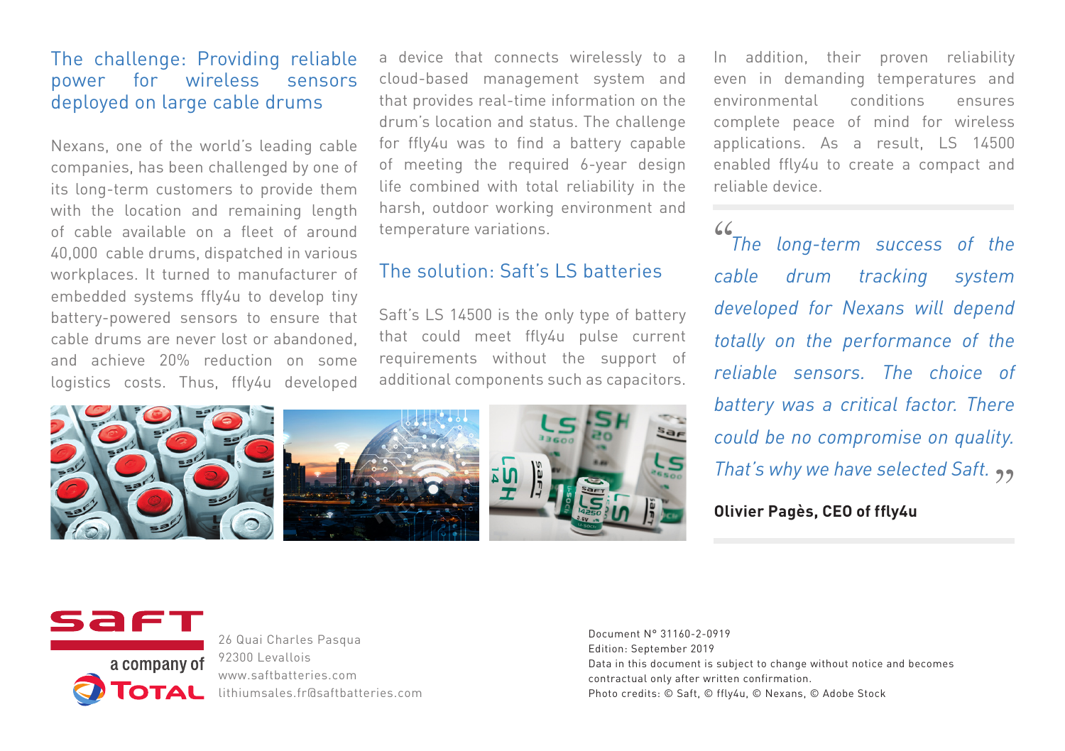## The challenge: Providing reliable power for wireless sensors deployed on large cable drums

Nexans, one of the world's leading cable companies, has been challenged by one of its long-term customers to provide them with the location and remaining length of cable available on a fleet of around 40,000 cable drums, dispatched in various workplaces. It turned to manufacturer of embedded systems ffly4u to develop tiny battery-powered sensors to ensure that cable drums are never lost or abandoned, and achieve 20% reduction on some logistics costs. Thus, ffly4u developed a device that connects wirelessly to a cloud-based management system and that provides real-time information on the drum's location and status. The challenge for ffly4u was to find a battery capable of meeting the required 6-year design life combined with total reliability in the harsh, outdoor working environment and temperature variations.

## The solution: Saft's LS batteries

Saft's LS 14500 is the only type of battery that could meet ffly4u pulse current requirements without the support of additional components such as capacitors.

In addition, their proven reliability even in demanding temperatures and environmental conditions ensures complete peace of mind for wireless applications. As a result, LS 14500 enabled ffly4u to create a compact and reliable device.

> *"The long-term success of the cable drum tracking system developed for Nexans will depend totally on the performance of the reliable sensors. The choice of battery was a critical factor. There could be no compromise on quality. That's why we have selected Saft."*
>
> **Olivier Pagès, CEO of ffly4u**

saft
a company of TOTAL

26 Quai Charles Pasqua
92300 Levallois
www.saftbatteries.com
lithiumsales.fr@saftbatteries.com

Document N° 31160-2-0919
Edition: September 2019
Data in this document is subject to change without notice and becomes contractual only after written confirmation.
Photo credits: © Saft, © ffly4u, © Nexans, © Adobe Stock